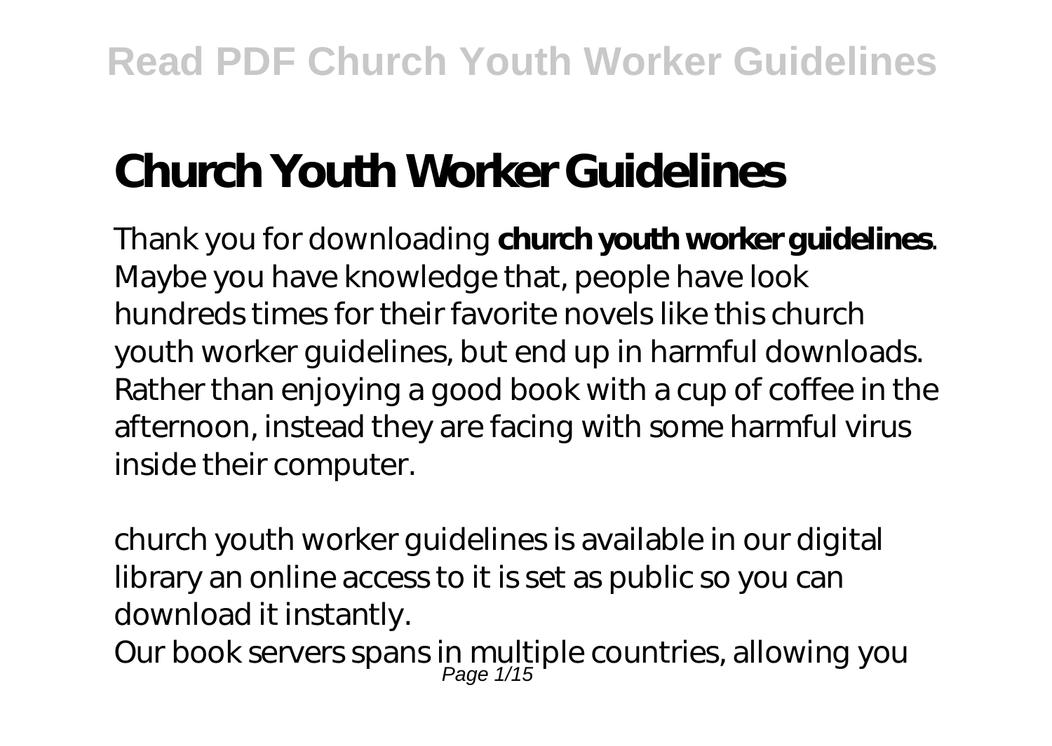# Church Youth Worker Guidelines

Thank you for downloading **church youth worker guidelines**. Maybe you have knowledge that, people have look hundreds times for their favorite novels like this church youth worker guidelines, but end up in harmful downloads. Rather than enjoying a good book with a cup of coffee in the afternoon, instead they are facing with some harmful virus inside their computer.

church youth worker guidelines is available in our digital library an online access to it is set as public so you can download it instantly.

Our book servers spans in multiple countries, allowing you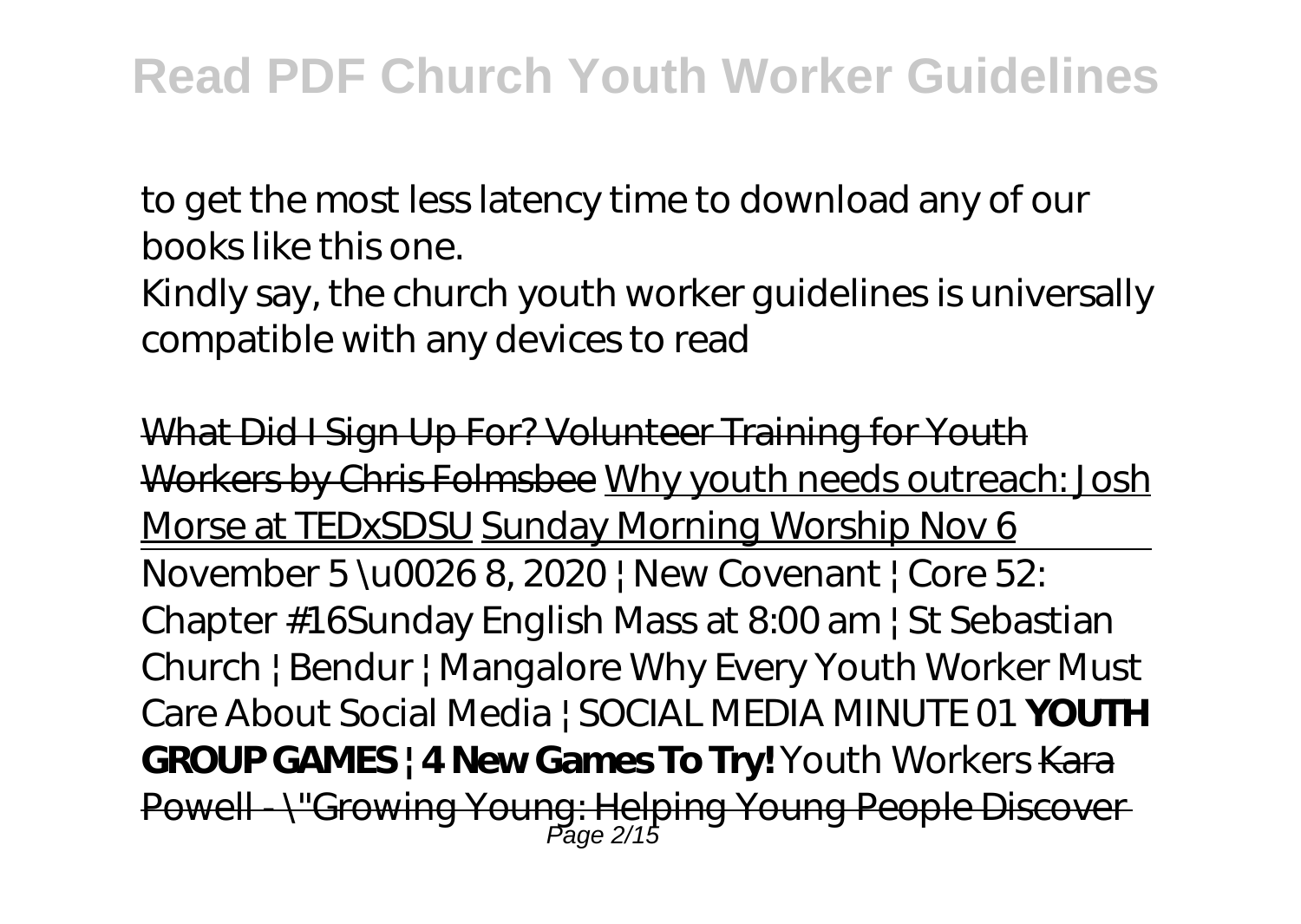to get the most less latency time to download any of our books like this one.

Kindly say, the church youth worker guidelines is universally compatible with any devices to read

~~What Did I Sign Up For? Volunteer Training for Youth Workers by Chris Folmsbee~~ Why youth needs outreach: Josh Morse at TEDxSDSU Sunday Morning Worship Nov 6

November 5 \u0026 8, 2020 | New Covenant | Core 52: Chapter #16 *Sunday English Mass at 8:00 am | St Sebastian Church | Bendur | Mangalore* *Why Every Youth Worker Must Care About Social Media | SOCIAL MEDIA MINUTE 01* **YOUTH GROUP GAMES | 4 New Games To Try!** *Youth Workers* ~~Kara Powell - \"Growing Young: Helping Young People Discover~~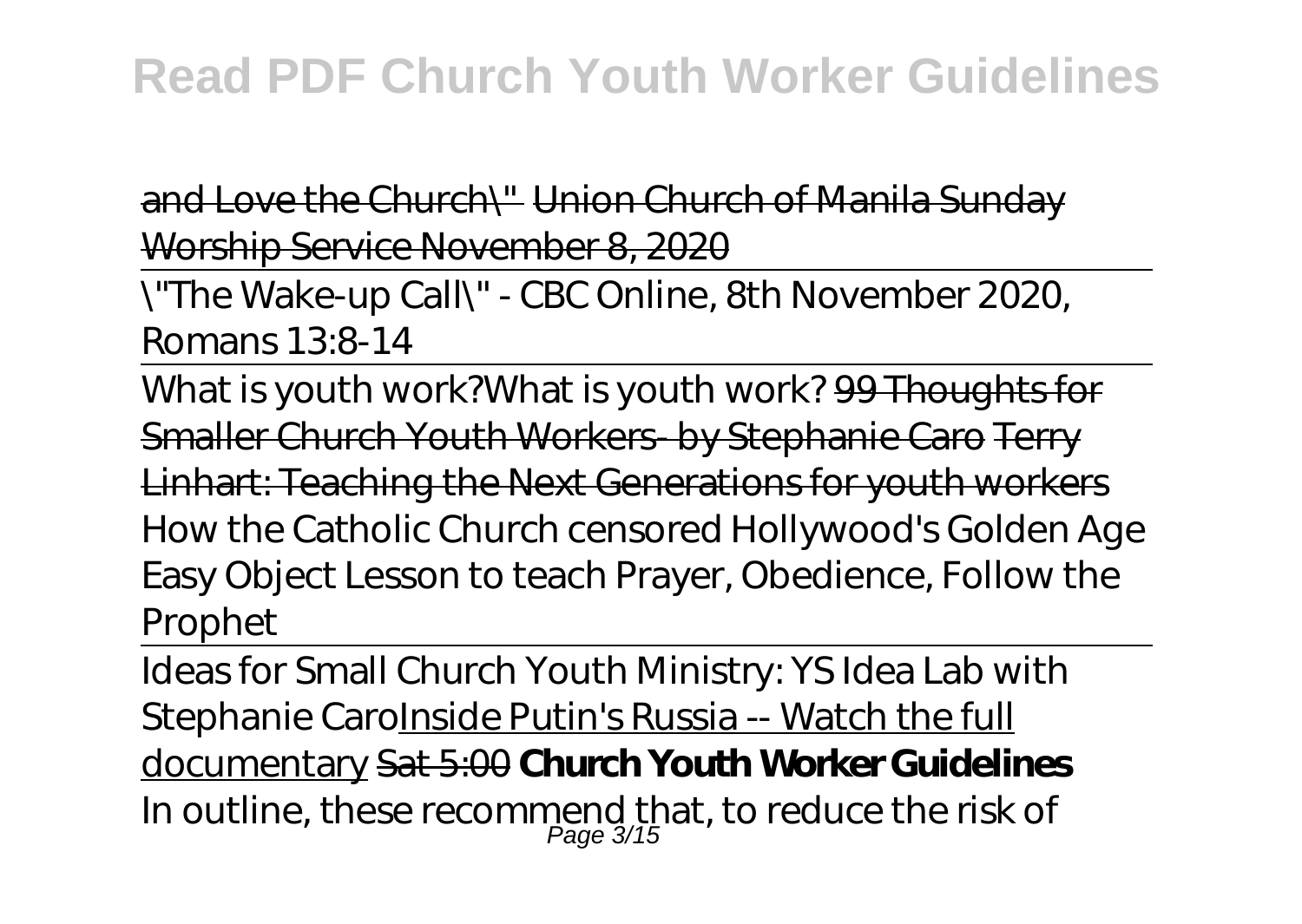and Love the Church\" Union Church of Manila Sunday Worship Service November 8, 2020

\"The Wake-up Call\" - CBC Online, 8th November 2020, Romans 13:8-14

What is youth work?What is youth work? 99 Thoughts for Smaller Church Youth Workers- by Stephanie Caro Terry Linhart: Teaching the Next Generations for youth workers *How the Catholic Church censored Hollywood's Golden Age* *Easy Object Lesson to teach Prayer, Obedience, Follow the Prophet*

Ideas for Small Church Youth Ministry: YS Idea Lab with Stephanie CaroInside Putin's Russia -- Watch the full documentary Sat 5:00 **Church Youth Worker Guidelines**
In outline, these recommend that, to reduce the risk of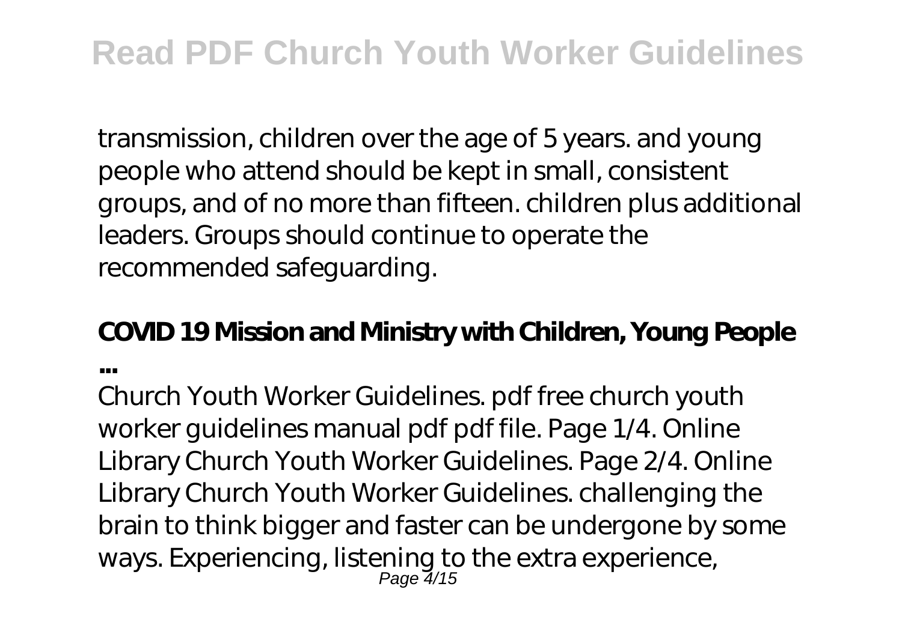transmission, children over the age of 5 years. and young people who attend should be kept in small, consistent groups, and of no more than fifteen. children plus additional leaders. Groups should continue to operate the recommended safeguarding.

**COVID 19 Mission and Ministry with Children, Young People ...**

Church Youth Worker Guidelines. pdf free church youth worker guidelines manual pdf pdf file. Page 1/4. Online Library Church Youth Worker Guidelines. Page 2/4. Online Library Church Youth Worker Guidelines. challenging the brain to think bigger and faster can be undergone by some ways. Experiencing, listening to the extra experience,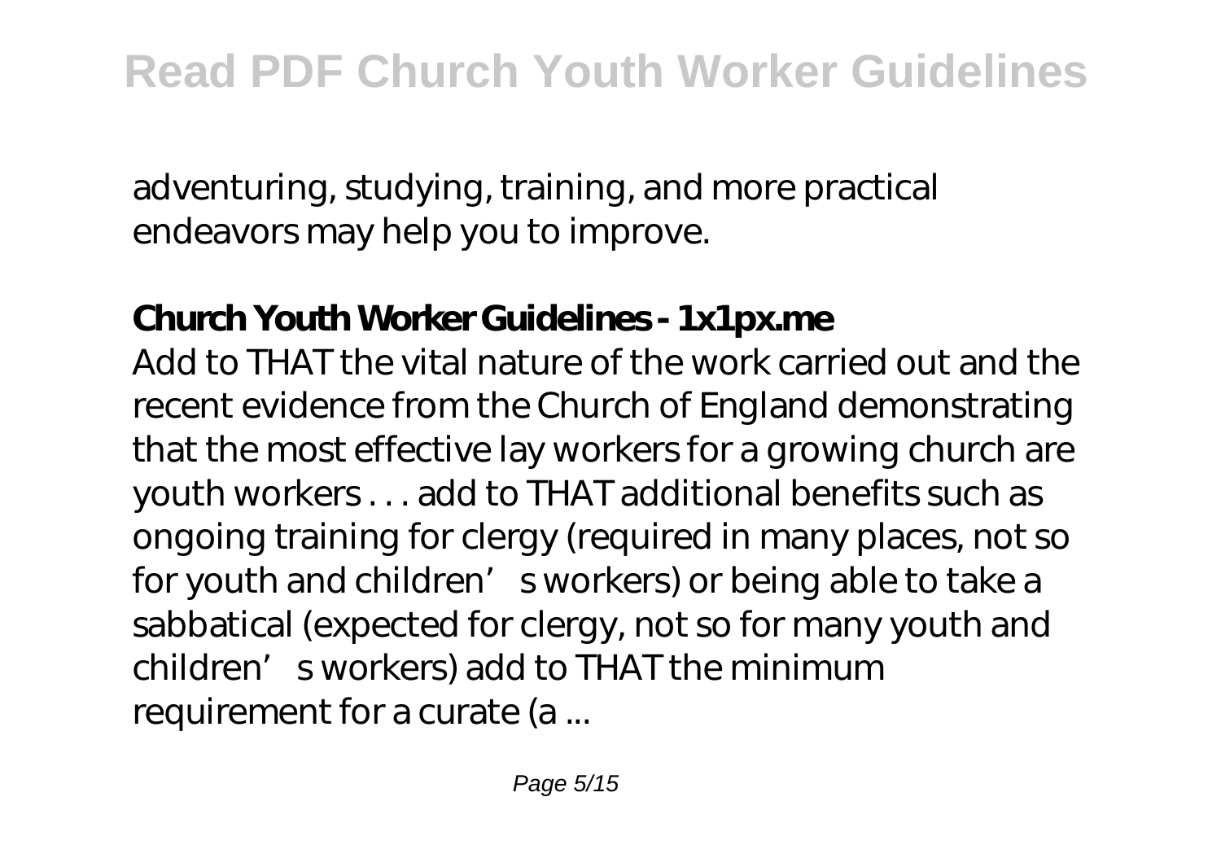adventuring, studying, training, and more practical endeavors may help you to improve.

**Church Youth Worker Guidelines - 1x1px.me**

Add to THAT the vital nature of the work carried out and the recent evidence from the Church of England demonstrating that the most effective lay workers for a growing church are youth workers . . . add to THAT additional benefits such as ongoing training for clergy (required in many places, not so for youth and children's workers) or being able to take a sabbatical (expected for clergy, not so for many youth and children's workers) add to THAT the minimum requirement for a curate (a ...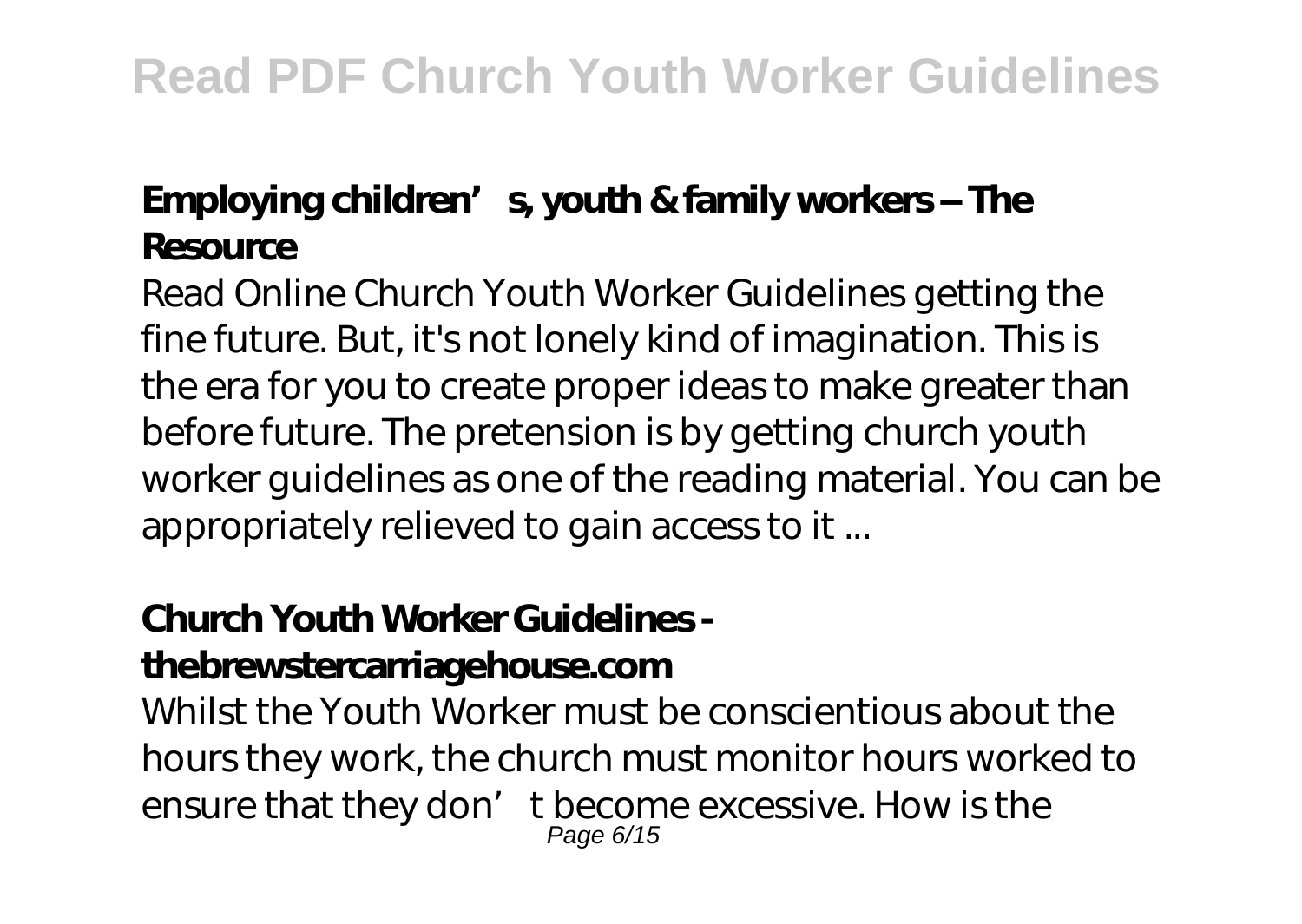**Employing children's, youth & family workers – The Resource**

Read Online Church Youth Worker Guidelines getting the fine future. But, it's not lonely kind of imagination. This is the era for you to create proper ideas to make greater than before future. The pretension is by getting church youth worker guidelines as one of the reading material. You can be appropriately relieved to gain access to it ...

**Church Youth Worker Guidelines - thebrewstercarriagehouse.com**

Whilst the Youth Worker must be conscientious about the hours they work, the church must monitor hours worked to ensure that they don't become excessive. How is the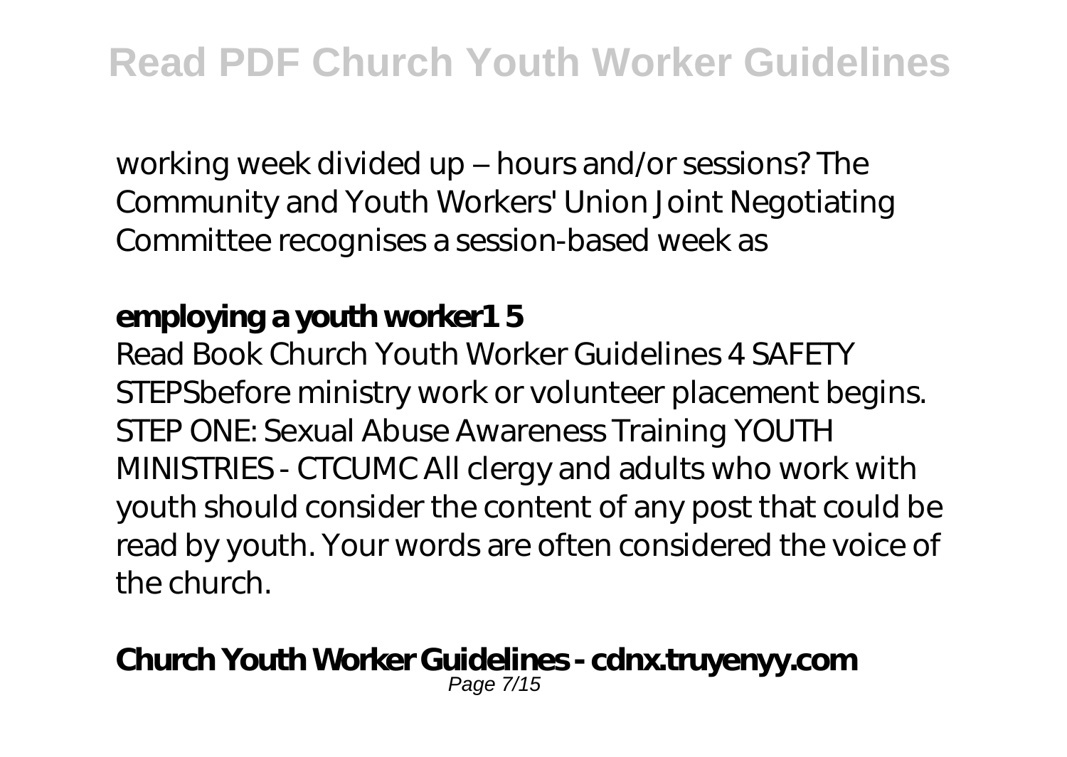working week divided up – hours and/or sessions? The Community and Youth Workers' Union Joint Negotiating Committee recognises a session-based week as

**employing a youth worker1 5**

Read Book Church Youth Worker Guidelines 4 SAFETY STEPSbefore ministry work or volunteer placement begins. STEP ONE: Sexual Abuse Awareness Training YOUTH MINISTRIES - CTCUMC All clergy and adults who work with youth should consider the content of any post that could be read by youth. Your words are often considered the voice of the church.

**Church Youth Worker Guidelines - cdnx.truyenyy.com**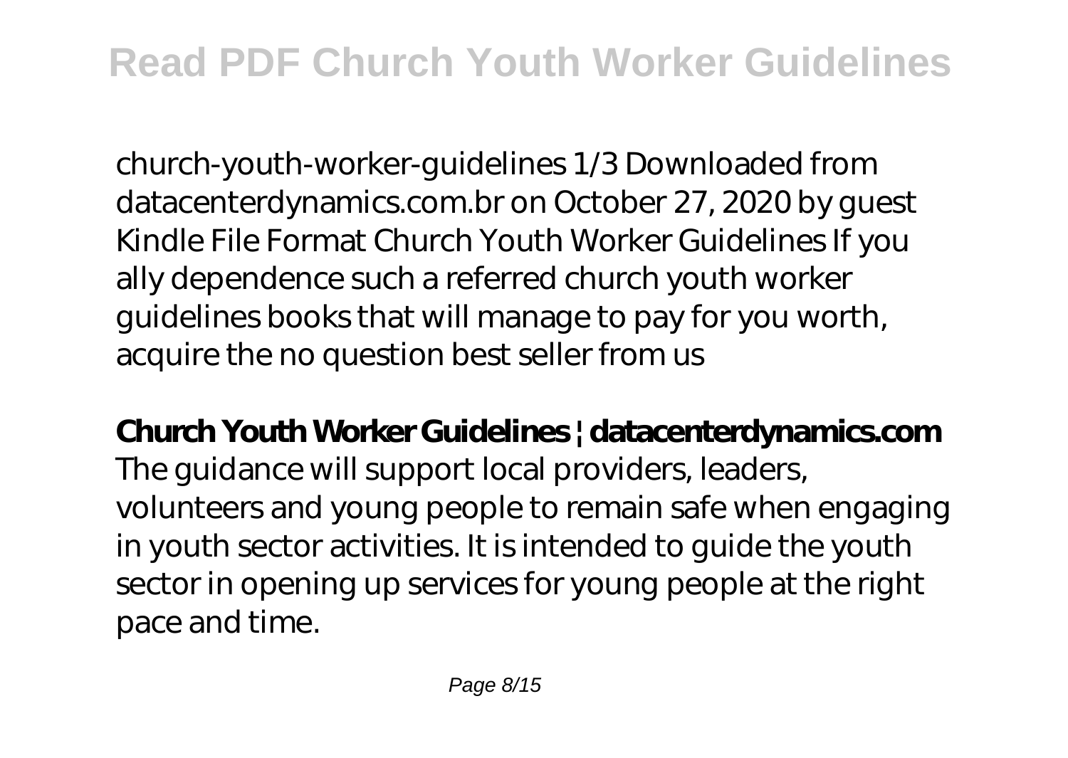church-youth-worker-guidelines 1/3 Downloaded from datacenterdynamics.com.br on October 27, 2020 by guest Kindle File Format Church Youth Worker Guidelines If you ally dependence such a referred church youth worker guidelines books that will manage to pay for you worth, acquire the no question best seller from us

**Church Youth Worker Guidelines | datacenterdynamics.com**
The guidance will support local providers, leaders, volunteers and young people to remain safe when engaging in youth sector activities. It is intended to guide the youth sector in opening up services for young people at the right pace and time.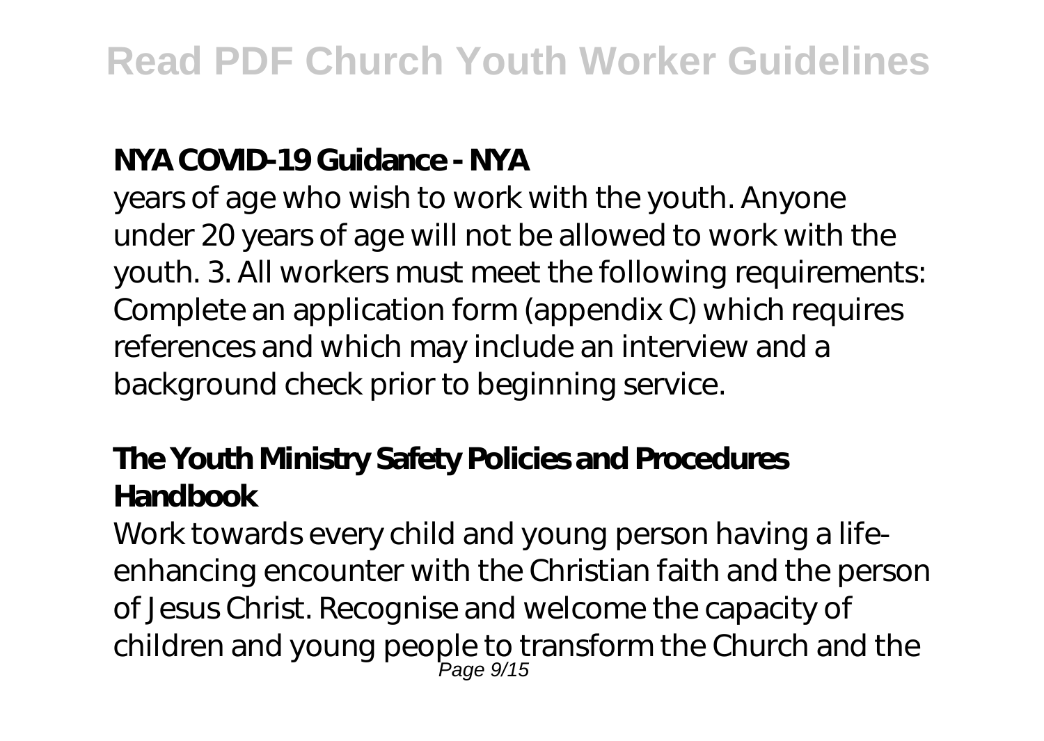**NYA COVID-19 Guidance - NYA**

years of age who wish to work with the youth. Anyone under 20 years of age will not be allowed to work with the youth. 3. All workers must meet the following requirements: Complete an application form (appendix C) which requires references and which may include an interview and a background check prior to beginning service.

**The Youth Ministry Safety Policies and Procedures Handbook**

Work towards every child and young person having a life-enhancing encounter with the Christian faith and the person of Jesus Christ. Recognise and welcome the capacity of children and young people to transform the Church and the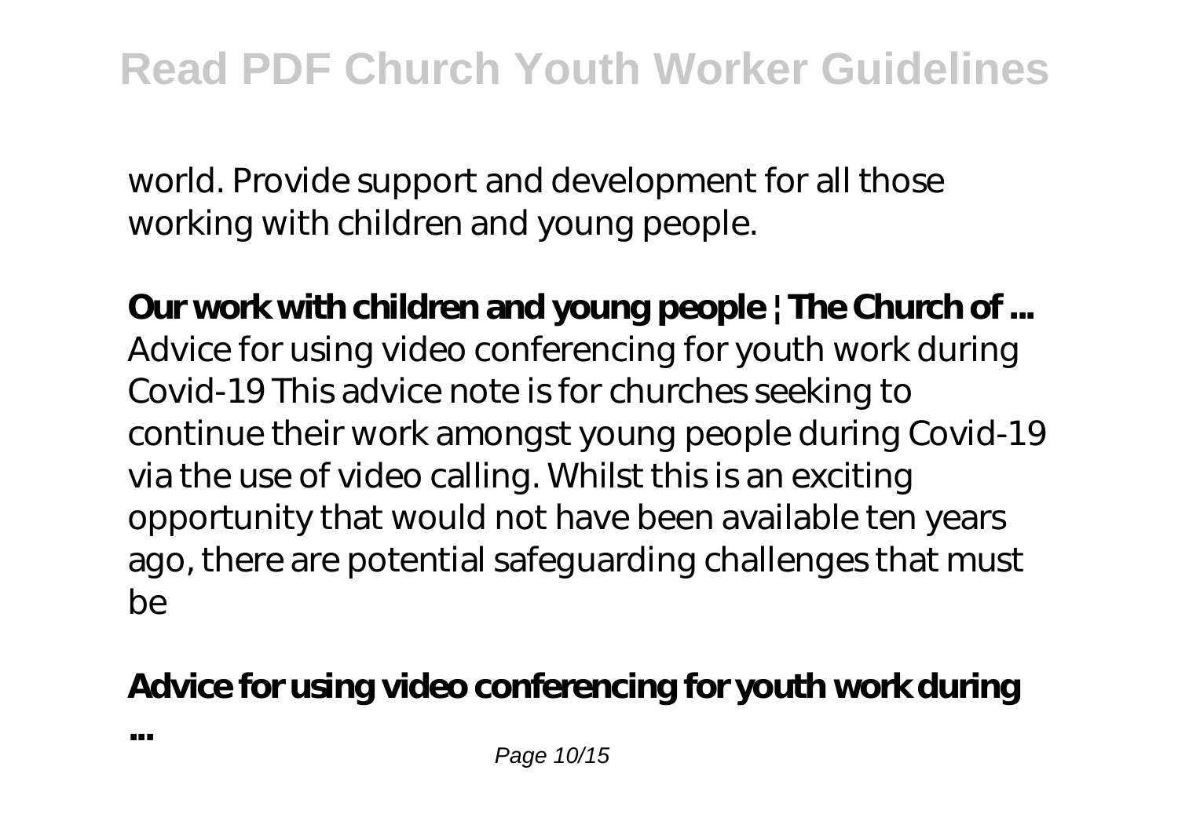world. Provide support and development for all those working with children and young people.

**Our work with children and young people | The Church of ...**
Advice for using video conferencing for youth work during Covid-19 This advice note is for churches seeking to continue their work amongst young people during Covid-19 via the use of video calling. Whilst this is an exciting opportunity that would not have been available ten years ago, there are potential safeguarding challenges that must be

**Advice for using video conferencing for youth work during ...**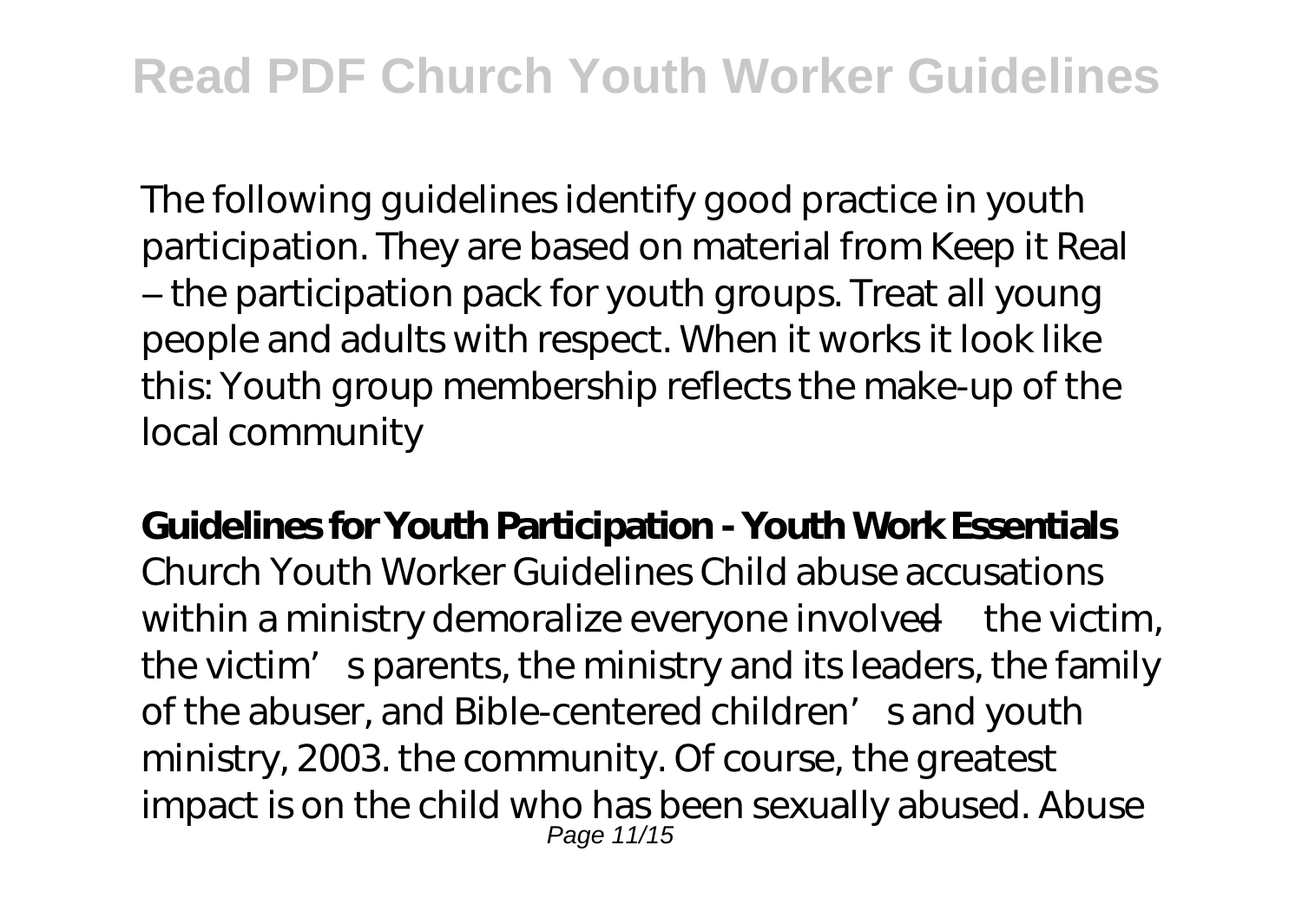The following guidelines identify good practice in youth participation. They are based on material from Keep it Real – the participation pack for youth groups. Treat all young people and adults with respect. When it works it look like this: Youth group membership reflects the make-up of the local community

**Guidelines for Youth Participation - Youth Work Essentials**

Church Youth Worker Guidelines Child abuse accusations within a ministry demoralize everyone involved—the victim, the victim's parents, the ministry and its leaders, the family of the abuser, and Bible-centered children's and youth ministry, 2003. the community. Of course, the greatest impact is on the child who has been sexually abused. Abuse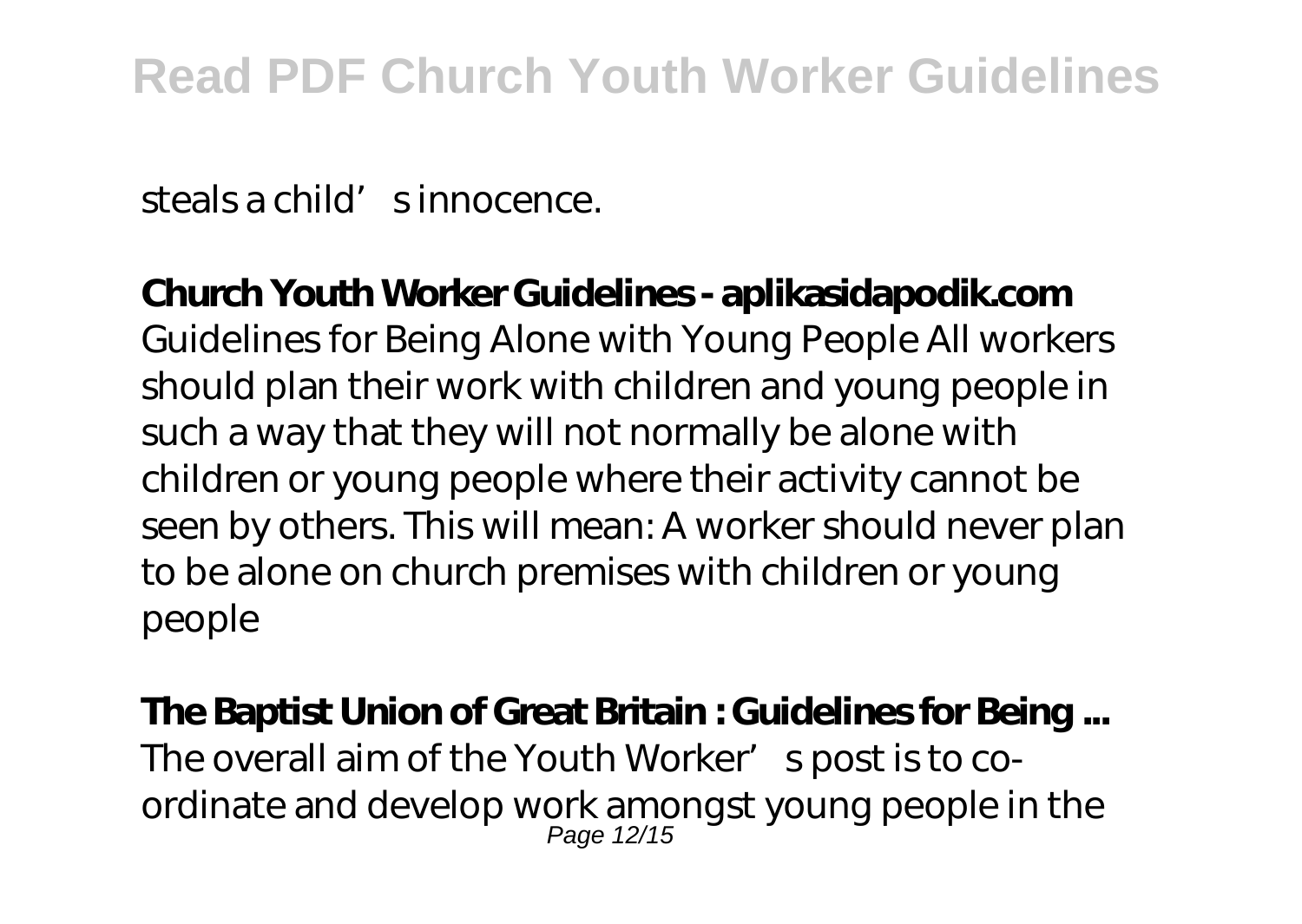steals a child's innocence.

**Church Youth Worker Guidelines - aplikasidapodik.com**

Guidelines for Being Alone with Young People All workers should plan their work with children and young people in such a way that they will not normally be alone with children or young people where their activity cannot be seen by others. This will mean: A worker should never plan to be alone on church premises with children or young people

**The Baptist Union of Great Britain : Guidelines for Being ...**

The overall aim of the Youth Worker's post is to co-ordinate and develop work amongst young people in the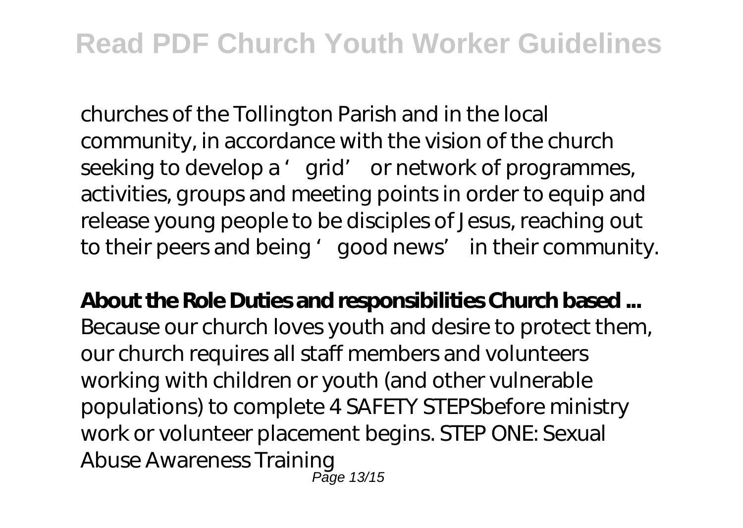churches of the Tollington Parish and in the local community, in accordance with the vision of the church seeking to develop a 'grid' or network of programmes, activities, groups and meeting points in order to equip and release young people to be disciples of Jesus, reaching out to their peers and being 'good news' in their community.

**About the Role Duties and responsibilities Church based ...**

Because our church loves youth and desire to protect them, our church requires all staff members and volunteers working with children or youth (and other vulnerable populations) to complete 4 SAFETY STEPSbefore ministry work or volunteer placement begins. STEP ONE: Sexual Abuse Awareness Training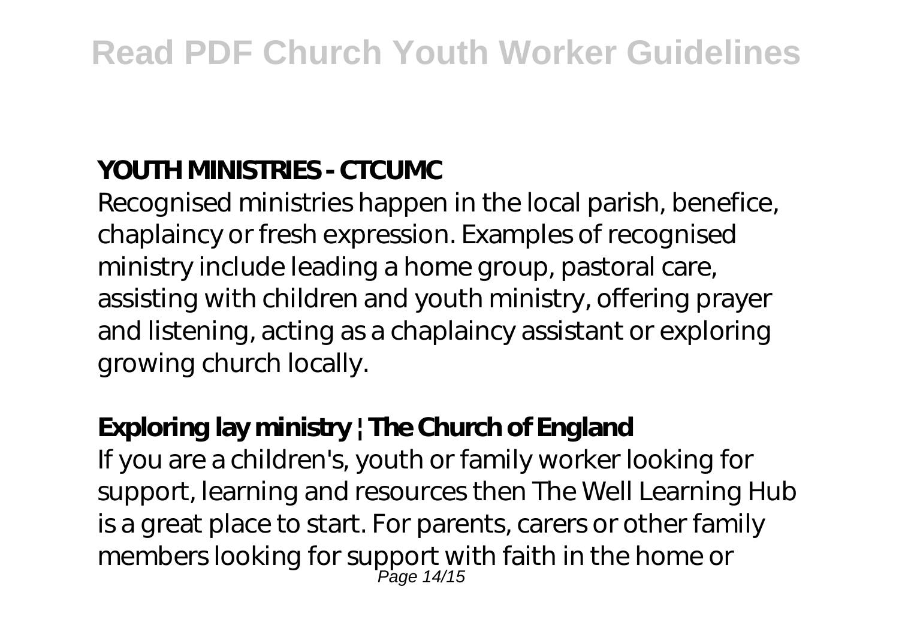## YOUTH MINISTRIES - CTCUMC

Recognised ministries happen in the local parish, benefice, chaplaincy or fresh expression. Examples of recognised ministry include leading a home group, pastoral care, assisting with children and youth ministry, offering prayer and listening, acting as a chaplaincy assistant or exploring growing church locally.

## Exploring lay ministry | The Church of England

If you are a children's, youth or family worker looking for support, learning and resources then The Well Learning Hub is a great place to start. For parents, carers or other family members looking for support with faith in the home or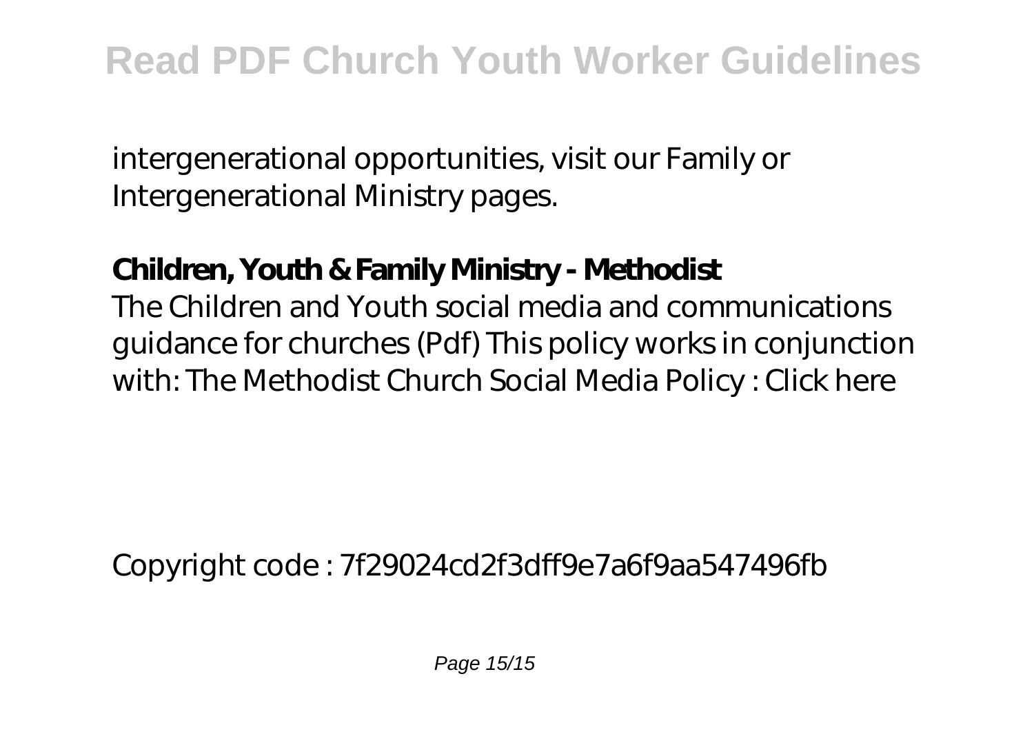intergenerational opportunities, visit our Family or Intergenerational Ministry pages.

**Children, Youth & Family Ministry - Methodist**

The Children and Youth social media and communications guidance for churches (Pdf) This policy works in conjunction with: The Methodist Church Social Media Policy : Click here

Copyright code : 7f29024cd2f3dff9e7a6f9aa547496fb